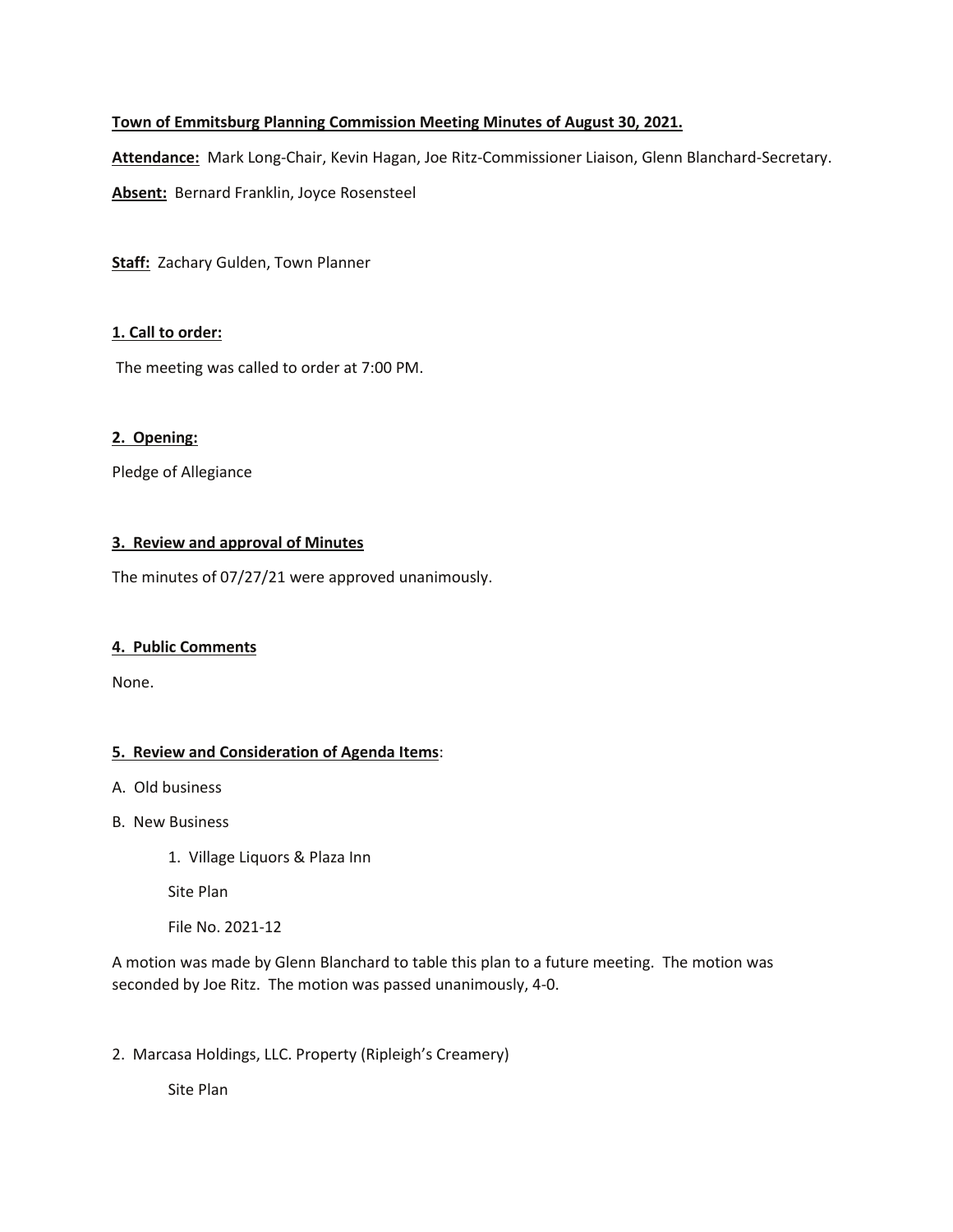**Town of Emmitsburg Planning Commission Meeting Minutes of August 30, 2021.**

**Attendance:** Mark Long-Chair, Kevin Hagan, Joe Ritz-Commissioner Liaison, Glenn Blanchard-Secretary.

**Absent:** Bernard Franklin, Joyce Rosensteel

**Staff:** Zachary Gulden, Town Planner

**1. Call to order:**

The meeting was called to order at 7:00 PM.

**2. Opening:**

Pledge of Allegiance

**3. Review and approval of Minutes**

The minutes of 07/27/21 were approved unanimously.

**4. Public Comments**

None.

**5. Review and Consideration of Agenda Items**:

A. Old business

B. New Business

1. Village Liquors & Plaza Inn

   Site Plan

   File No. 2021-12

A motion was made by Glenn Blanchard to table this plan to a future meeting. The motion was seconded by Joe Ritz. The motion was passed unanimously, 4-0.

2. Marcasa Holdings, LLC. Property (Ripleigh's Creamery)

   Site Plan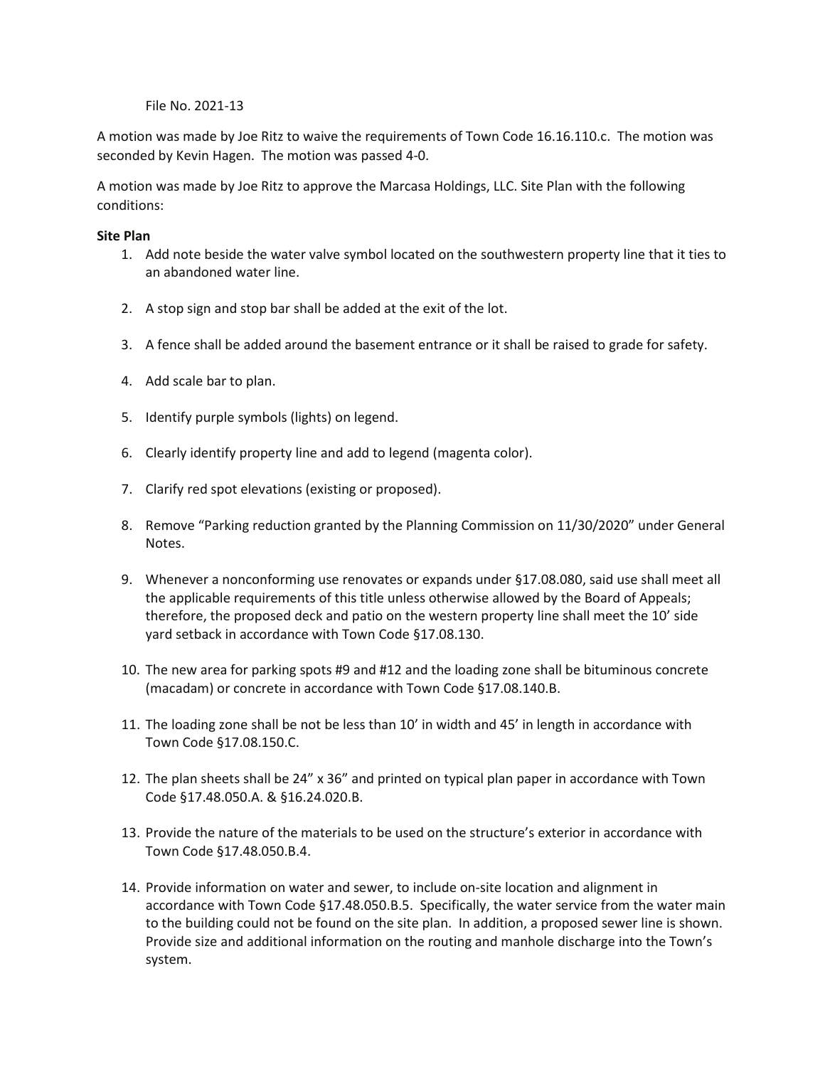File No. 2021-13

A motion was made by Joe Ritz to waive the requirements of Town Code 16.16.110.c. The motion was seconded by Kevin Hagen. The motion was passed 4-0.

A motion was made by Joe Ritz to approve the Marcasa Holdings, LLC. Site Plan with the following conditions:

**Site Plan**

1. Add note beside the water valve symbol located on the southwestern property line that it ties to an abandoned water line.

2. A stop sign and stop bar shall be added at the exit of the lot.

3. A fence shall be added around the basement entrance or it shall be raised to grade for safety.

4. Add scale bar to plan.

5. Identify purple symbols (lights) on legend.

6. Clearly identify property line and add to legend (magenta color).

7. Clarify red spot elevations (existing or proposed).

8. Remove "Parking reduction granted by the Planning Commission on 11/30/2020" under General Notes.

9. Whenever a nonconforming use renovates or expands under §17.08.080, said use shall meet all the applicable requirements of this title unless otherwise allowed by the Board of Appeals; therefore, the proposed deck and patio on the western property line shall meet the 10' side yard setback in accordance with Town Code §17.08.130.

10. The new area for parking spots #9 and #12 and the loading zone shall be bituminous concrete (macadam) or concrete in accordance with Town Code §17.08.140.B.

11. The loading zone shall be not be less than 10' in width and 45' in length in accordance with Town Code §17.08.150.C.

12. The plan sheets shall be 24" x 36" and printed on typical plan paper in accordance with Town Code §17.48.050.A. & §16.24.020.B.

13. Provide the nature of the materials to be used on the structure's exterior in accordance with Town Code §17.48.050.B.4.

14. Provide information on water and sewer, to include on-site location and alignment in accordance with Town Code §17.48.050.B.5. Specifically, the water service from the water main to the building could not be found on the site plan. In addition, a proposed sewer line is shown. Provide size and additional information on the routing and manhole discharge into the Town's system.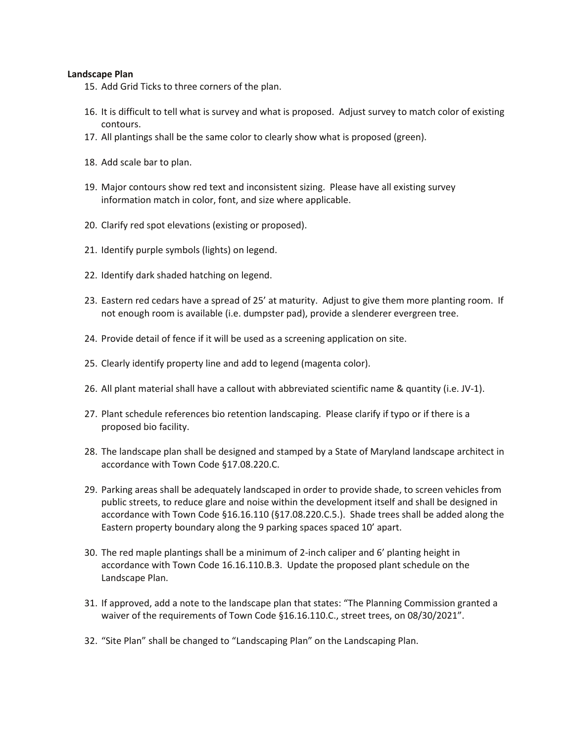**Landscape Plan**

15. Add Grid Ticks to three corners of the plan.
16. It is difficult to tell what is survey and what is proposed. Adjust survey to match color of existing contours.
17. All plantings shall be the same color to clearly show what is proposed (green).
18. Add scale bar to plan.
19. Major contours show red text and inconsistent sizing. Please have all existing survey information match in color, font, and size where applicable.
20. Clarify red spot elevations (existing or proposed).
21. Identify purple symbols (lights) on legend.
22. Identify dark shaded hatching on legend.
23. Eastern red cedars have a spread of 25' at maturity. Adjust to give them more planting room. If not enough room is available (i.e. dumpster pad), provide a slenderer evergreen tree.
24. Provide detail of fence if it will be used as a screening application on site.
25. Clearly identify property line and add to legend (magenta color).
26. All plant material shall have a callout with abbreviated scientific name & quantity (i.e. JV-1).
27. Plant schedule references bio retention landscaping. Please clarify if typo or if there is a proposed bio facility.
28. The landscape plan shall be designed and stamped by a State of Maryland landscape architect in accordance with Town Code §17.08.220.C.
29. Parking areas shall be adequately landscaped in order to provide shade, to screen vehicles from public streets, to reduce glare and noise within the development itself and shall be designed in accordance with Town Code §16.16.110 (§17.08.220.C.5.). Shade trees shall be added along the Eastern property boundary along the 9 parking spaces spaced 10' apart.
30. The red maple plantings shall be a minimum of 2-inch caliper and 6' planting height in accordance with Town Code 16.16.110.B.3. Update the proposed plant schedule on the Landscape Plan.
31. If approved, add a note to the landscape plan that states: "The Planning Commission granted a waiver of the requirements of Town Code §16.16.110.C., street trees, on 08/30/2021".
32. "Site Plan" shall be changed to "Landscaping Plan" on the Landscaping Plan.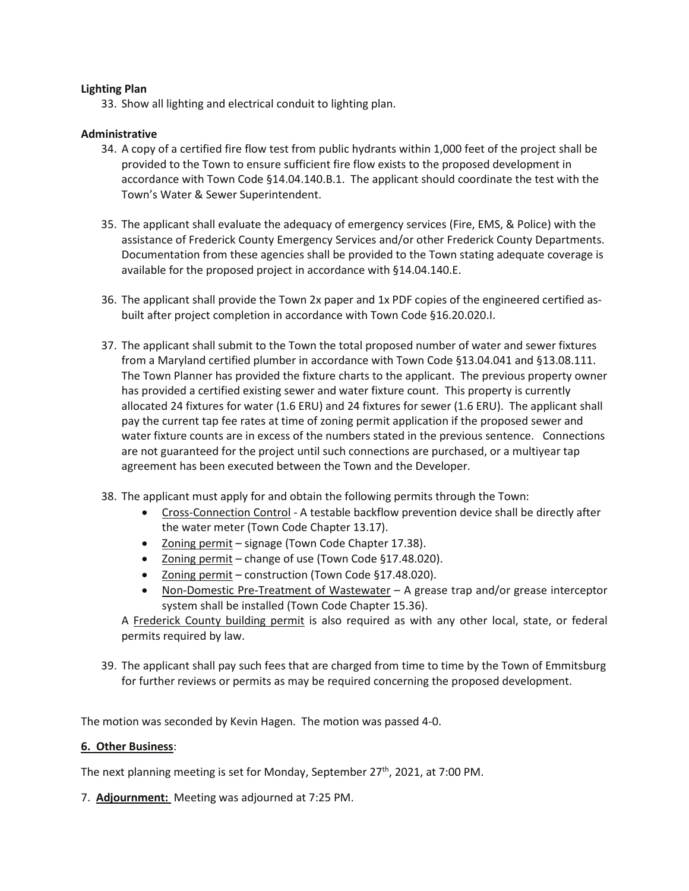**Lighting Plan**

33. Show all lighting and electrical conduit to lighting plan.

**Administrative**

34. A copy of a certified fire flow test from public hydrants within 1,000 feet of the project shall be provided to the Town to ensure sufficient fire flow exists to the proposed development in accordance with Town Code §14.04.140.B.1. The applicant should coordinate the test with the Town's Water & Sewer Superintendent.

35. The applicant shall evaluate the adequacy of emergency services (Fire, EMS, & Police) with the assistance of Frederick County Emergency Services and/or other Frederick County Departments. Documentation from these agencies shall be provided to the Town stating adequate coverage is available for the proposed project in accordance with §14.04.140.E.

36. The applicant shall provide the Town 2x paper and 1x PDF copies of the engineered certified as-built after project completion in accordance with Town Code §16.20.020.I.

37. The applicant shall submit to the Town the total proposed number of water and sewer fixtures from a Maryland certified plumber in accordance with Town Code §13.04.041 and §13.08.111. The Town Planner has provided the fixture charts to the applicant. The previous property owner has provided a certified existing sewer and water fixture count. This property is currently allocated 24 fixtures for water (1.6 ERU) and 24 fixtures for sewer (1.6 ERU). The applicant shall pay the current tap fee rates at time of zoning permit application if the proposed sewer and water fixture counts are in excess of the numbers stated in the previous sentence. Connections are not guaranteed for the project until such connections are purchased, or a multiyear tap agreement has been executed between the Town and the Developer.

38. The applicant must apply for and obtain the following permits through the Town:
    - Cross-Connection Control - A testable backflow prevention device shall be directly after the water meter (Town Code Chapter 13.17).
    - Zoning permit – signage (Town Code Chapter 17.38).
    - Zoning permit – change of use (Town Code §17.48.020).
    - Zoning permit – construction (Town Code §17.48.020).
    - Non-Domestic Pre-Treatment of Wastewater – A grease trap and/or grease interceptor system shall be installed (Town Code Chapter 15.36).

    A Frederick County building permit is also required as with any other local, state, or federal permits required by law.

39. The applicant shall pay such fees that are charged from time to time by the Town of Emmitsburg for further reviews or permits as may be required concerning the proposed development.

The motion was seconded by Kevin Hagen. The motion was passed 4-0.

**6. Other Business**:

The next planning meeting is set for Monday, September 27th, 2021, at 7:00 PM.

7. **Adjournment:** Meeting was adjourned at 7:25 PM.